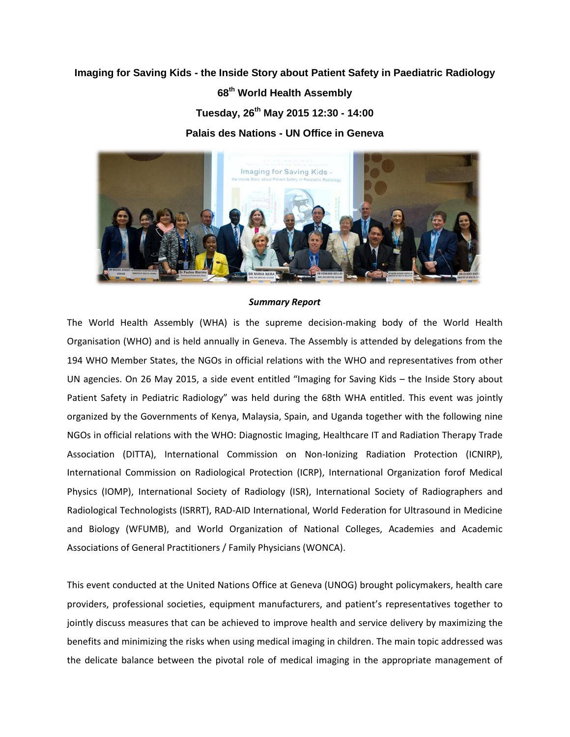# Imaging for Saving Kids - the Inside Story about Patient Safety in Paediatric Radiology

## 68th World Health Assembly

## Tuesday, 26th May 2015 12:30 - 14:00

## Palais des Nations - UN Office in Geneva

***Summary Report***

The World Health Assembly (WHA) is the supreme decision-making body of the World Health Organisation (WHO) and is held annually in Geneva. The Assembly is attended by delegations from the 194 WHO Member States, the NGOs in official relations with the WHO and representatives from other UN agencies. On 26 May 2015, a side event entitled "Imaging for Saving Kids – the Inside Story about Patient Safety in Pediatric Radiology" was held during the 68th WHA entitled. This event was jointly organized by the Governments of Kenya, Malaysia, Spain, and Uganda together with the following nine NGOs in official relations with the WHO: Diagnostic Imaging, Healthcare IT and Radiation Therapy Trade Association (DITTA), International Commission on Non-Ionizing Radiation Protection (ICNIRP), International Commission on Radiological Protection (ICRP), International Organization forof Medical Physics (IOMP), International Society of Radiology (ISR), International Society of Radiographers and Radiological Technologists (ISRRT), RAD-AID International, World Federation for Ultrasound in Medicine and Biology (WFUMB), and World Organization of National Colleges, Academies and Academic Associations of General Practitioners / Family Physicians (WONCA).

This event conducted at the United Nations Office at Geneva (UNOG) brought policymakers, health care providers, professional societies, equipment manufacturers, and patient's representatives together to jointly discuss measures that can be achieved to improve health and service delivery by maximizing the benefits and minimizing the risks when using medical imaging in children. The main topic addressed was the delicate balance between the pivotal role of medical imaging in the appropriate management of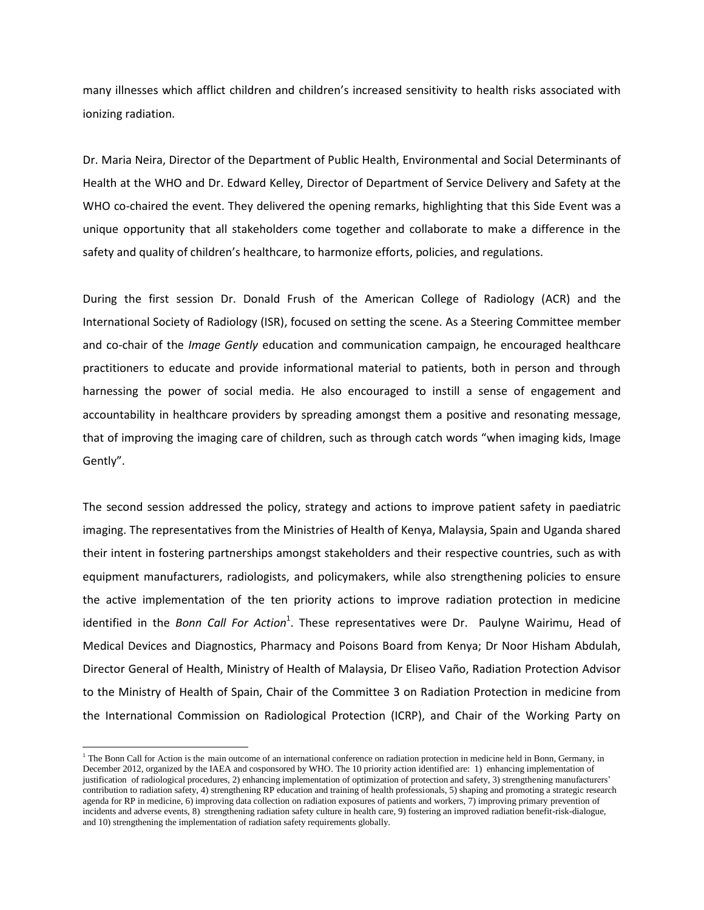many illnesses which afflict children and children's increased sensitivity to health risks associated with ionizing radiation.

Dr. Maria Neira, Director of the Department of Public Health, Environmental and Social Determinants of Health at the WHO and Dr. Edward Kelley, Director of Department of Service Delivery and Safety at the WHO co-chaired the event. They delivered the opening remarks, highlighting that this Side Event was a unique opportunity that all stakeholders come together and collaborate to make a difference in the safety and quality of children's healthcare, to harmonize efforts, policies, and regulations.

During the first session Dr. Donald Frush of the American College of Radiology (ACR) and the International Society of Radiology (ISR), focused on setting the scene. As a Steering Committee member and co-chair of the *Image Gently* education and communication campaign, he encouraged healthcare practitioners to educate and provide informational material to patients, both in person and through harnessing the power of social media. He also encouraged to instill a sense of engagement and accountability in healthcare providers by spreading amongst them a positive and resonating message, that of improving the imaging care of children, such as through catch words "when imaging kids, Image Gently".

The second session addressed the policy, strategy and actions to improve patient safety in paediatric imaging. The representatives from the Ministries of Health of Kenya, Malaysia, Spain and Uganda shared their intent in fostering partnerships amongst stakeholders and their respective countries, such as with equipment manufacturers, radiologists, and policymakers, while also strengthening policies to ensure the active implementation of the ten priority actions to improve radiation protection in medicine identified in the *Bonn Call For Action*[1]. These representatives were Dr. Paulyne Wairimu, Head of Medical Devices and Diagnostics, Pharmacy and Poisons Board from Kenya; Dr Noor Hisham Abdulah, Director General of Health, Ministry of Health of Malaysia, Dr Eliseo Vaño, Radiation Protection Advisor to the Ministry of Health of Spain, Chair of the Committee 3 on Radiation Protection in medicine from the International Commission on Radiological Protection (ICRP), and Chair of the Working Party on

[1] The Bonn Call for Action is the main outcome of an international conference on radiation protection in medicine held in Bonn, Germany, in December 2012, organized by the IAEA and cosponsored by WHO. The 10 priority action identified are: 1) enhancing implementation of justification of radiological procedures, 2) enhancing implementation of optimization of protection and safety, 3) strengthening manufacturers' contribution to radiation safety, 4) strengthening RP education and training of health professionals, 5) shaping and promoting a strategic research agenda for RP in medicine, 6) improving data collection on radiation exposures of patients and workers, 7) improving primary prevention of incidents and adverse events, 8) strengthening radiation safety culture in health care, 9) fostering an improved radiation benefit-risk-dialogue, and 10) strengthening the implementation of radiation safety requirements globally.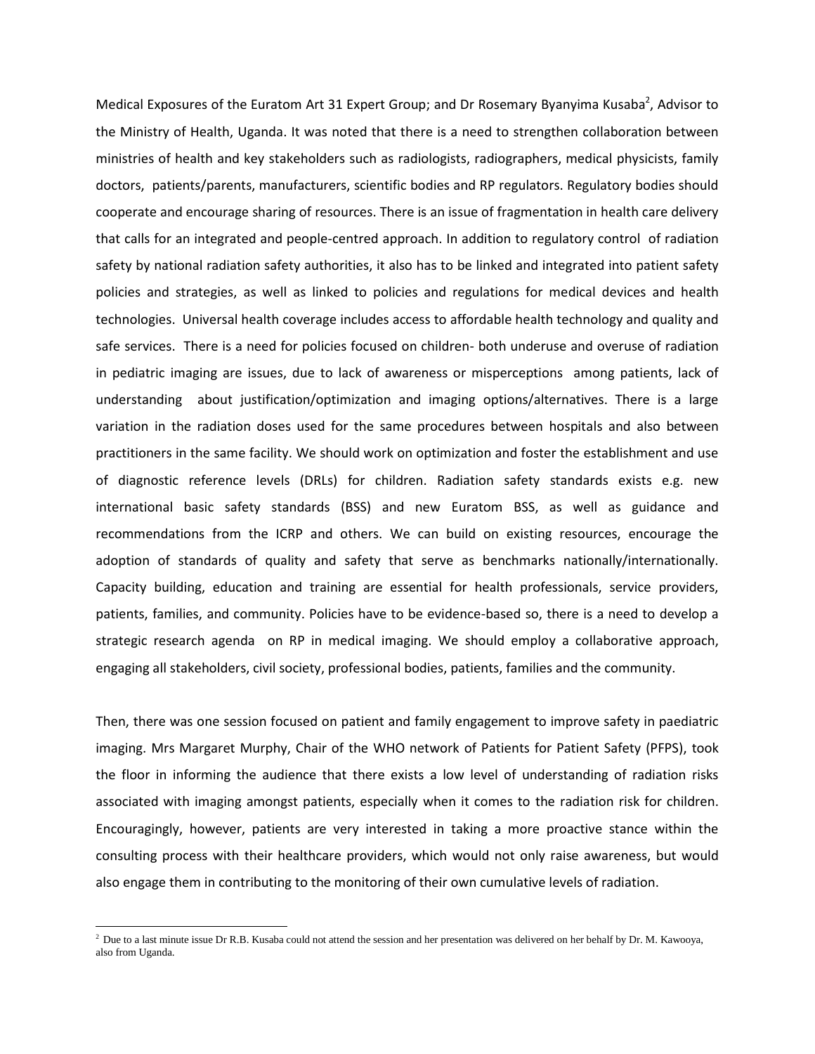Medical Exposures of the Euratom Art 31 Expert Group; and Dr Rosemary Byanyima Kusaba[2], Advisor to the Ministry of Health, Uganda. It was noted that there is a need to strengthen collaboration between ministries of health and key stakeholders such as radiologists, radiographers, medical physicists, family doctors, patients/parents, manufacturers, scientific bodies and RP regulators. Regulatory bodies should cooperate and encourage sharing of resources. There is an issue of fragmentation in health care delivery that calls for an integrated and people-centred approach. In addition to regulatory control of radiation safety by national radiation safety authorities, it also has to be linked and integrated into patient safety policies and strategies, as well as linked to policies and regulations for medical devices and health technologies. Universal health coverage includes access to affordable health technology and quality and safe services. There is a need for policies focused on children- both underuse and overuse of radiation in pediatric imaging are issues, due to lack of awareness or misperceptions among patients, lack of understanding about justification/optimization and imaging options/alternatives. There is a large variation in the radiation doses used for the same procedures between hospitals and also between practitioners in the same facility. We should work on optimization and foster the establishment and use of diagnostic reference levels (DRLs) for children. Radiation safety standards exists e.g. new international basic safety standards (BSS) and new Euratom BSS, as well as guidance and recommendations from the ICRP and others. We can build on existing resources, encourage the adoption of standards of quality and safety that serve as benchmarks nationally/internationally. Capacity building, education and training are essential for health professionals, service providers, patients, families, and community. Policies have to be evidence-based so, there is a need to develop a strategic research agenda on RP in medical imaging. We should employ a collaborative approach, engaging all stakeholders, civil society, professional bodies, patients, families and the community.

Then, there was one session focused on patient and family engagement to improve safety in paediatric imaging. Mrs Margaret Murphy, Chair of the WHO network of Patients for Patient Safety (PFPS), took the floor in informing the audience that there exists a low level of understanding of radiation risks associated with imaging amongst patients, especially when it comes to the radiation risk for children. Encouragingly, however, patients are very interested in taking a more proactive stance within the consulting process with their healthcare providers, which would not only raise awareness, but would also engage them in contributing to the monitoring of their own cumulative levels of radiation.

[2] Due to a last minute issue Dr R.B. Kusaba could not attend the session and her presentation was delivered on her behalf by Dr. M. Kawooya, also from Uganda.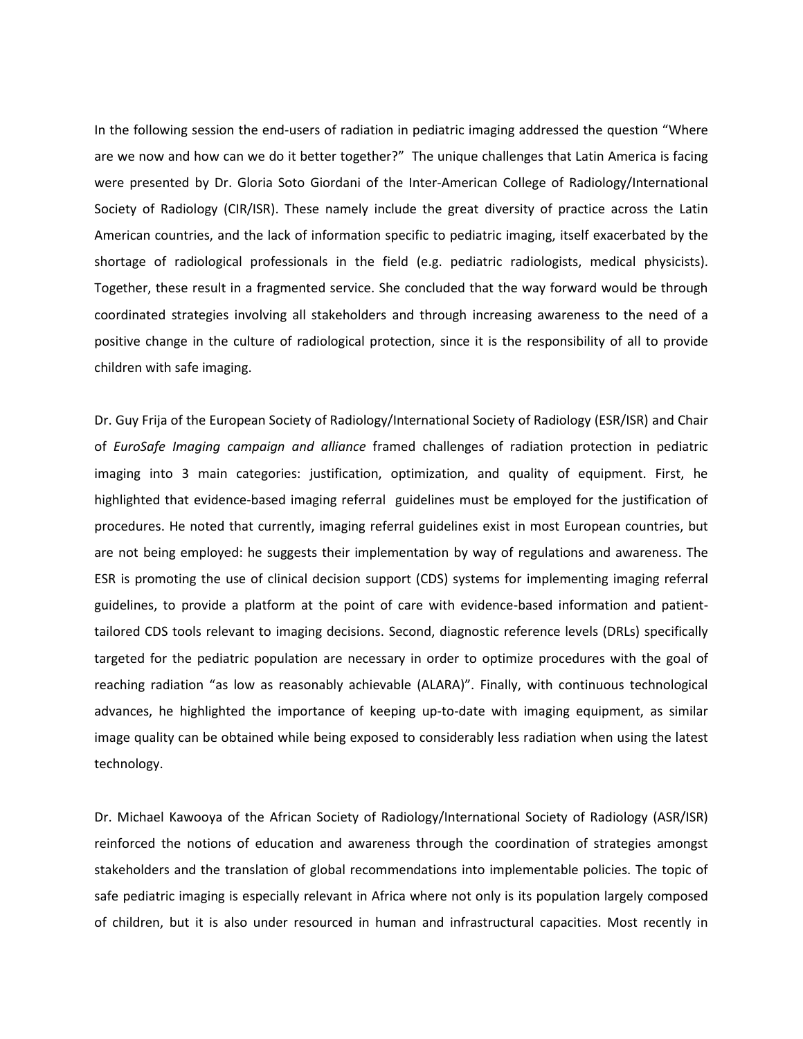In the following session the end-users of radiation in pediatric imaging addressed the question "Where are we now and how can we do it better together?" The unique challenges that Latin America is facing were presented by Dr. Gloria Soto Giordani of the Inter-American College of Radiology/International Society of Radiology (CIR/ISR). These namely include the great diversity of practice across the Latin American countries, and the lack of information specific to pediatric imaging, itself exacerbated by the shortage of radiological professionals in the field (e.g. pediatric radiologists, medical physicists). Together, these result in a fragmented service. She concluded that the way forward would be through coordinated strategies involving all stakeholders and through increasing awareness to the need of a positive change in the culture of radiological protection, since it is the responsibility of all to provide children with safe imaging.

Dr. Guy Frija of the European Society of Radiology/International Society of Radiology (ESR/ISR) and Chair of *EuroSafe Imaging campaign and alliance* framed challenges of radiation protection in pediatric imaging into 3 main categories: justification, optimization, and quality of equipment. First, he highlighted that evidence-based imaging referral guidelines must be employed for the justification of procedures. He noted that currently, imaging referral guidelines exist in most European countries, but are not being employed: he suggests their implementation by way of regulations and awareness. The ESR is promoting the use of clinical decision support (CDS) systems for implementing imaging referral guidelines, to provide a platform at the point of care with evidence-based information and patient-tailored CDS tools relevant to imaging decisions. Second, diagnostic reference levels (DRLs) specifically targeted for the pediatric population are necessary in order to optimize procedures with the goal of reaching radiation "as low as reasonably achievable (ALARA)". Finally, with continuous technological advances, he highlighted the importance of keeping up-to-date with imaging equipment, as similar image quality can be obtained while being exposed to considerably less radiation when using the latest technology.

Dr. Michael Kawooya of the African Society of Radiology/International Society of Radiology (ASR/ISR) reinforced the notions of education and awareness through the coordination of strategies amongst stakeholders and the translation of global recommendations into implementable policies. The topic of safe pediatric imaging is especially relevant in Africa where not only is its population largely composed of children, but it is also under resourced in human and infrastructural capacities. Most recently in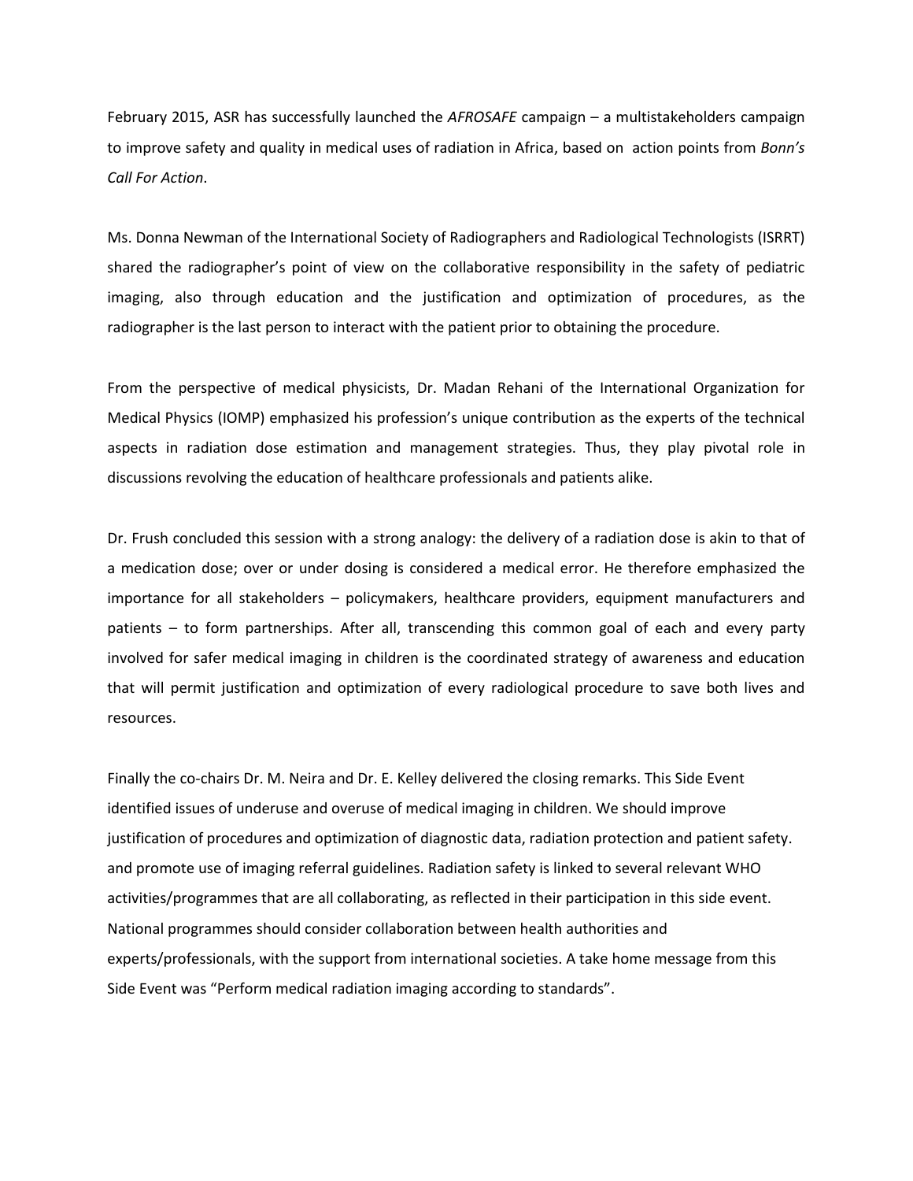February 2015, ASR has successfully launched the *AFROSAFE* campaign – a multistakeholders campaign to improve safety and quality in medical uses of radiation in Africa, based on action points from *Bonn's Call For Action*.

Ms. Donna Newman of the International Society of Radiographers and Radiological Technologists (ISRRT) shared the radiographer's point of view on the collaborative responsibility in the safety of pediatric imaging, also through education and the justification and optimization of procedures, as the radiographer is the last person to interact with the patient prior to obtaining the procedure.

From the perspective of medical physicists, Dr. Madan Rehani of the International Organization for Medical Physics (IOMP) emphasized his profession's unique contribution as the experts of the technical aspects in radiation dose estimation and management strategies. Thus, they play pivotal role in discussions revolving the education of healthcare professionals and patients alike.

Dr. Frush concluded this session with a strong analogy: the delivery of a radiation dose is akin to that of a medication dose; over or under dosing is considered a medical error. He therefore emphasized the importance for all stakeholders – policymakers, healthcare providers, equipment manufacturers and patients – to form partnerships. After all, transcending this common goal of each and every party involved for safer medical imaging in children is the coordinated strategy of awareness and education that will permit justification and optimization of every radiological procedure to save both lives and resources.

Finally the co-chairs Dr. M. Neira and Dr. E. Kelley delivered the closing remarks. This Side Event identified issues of underuse and overuse of medical imaging in children. We should improve justification of procedures and optimization of diagnostic data, radiation protection and patient safety. and promote use of imaging referral guidelines. Radiation safety is linked to several relevant WHO activities/programmes that are all collaborating, as reflected in their participation in this side event. National programmes should consider collaboration between health authorities and experts/professionals, with the support from international societies. A take home message from this Side Event was "Perform medical radiation imaging according to standards".